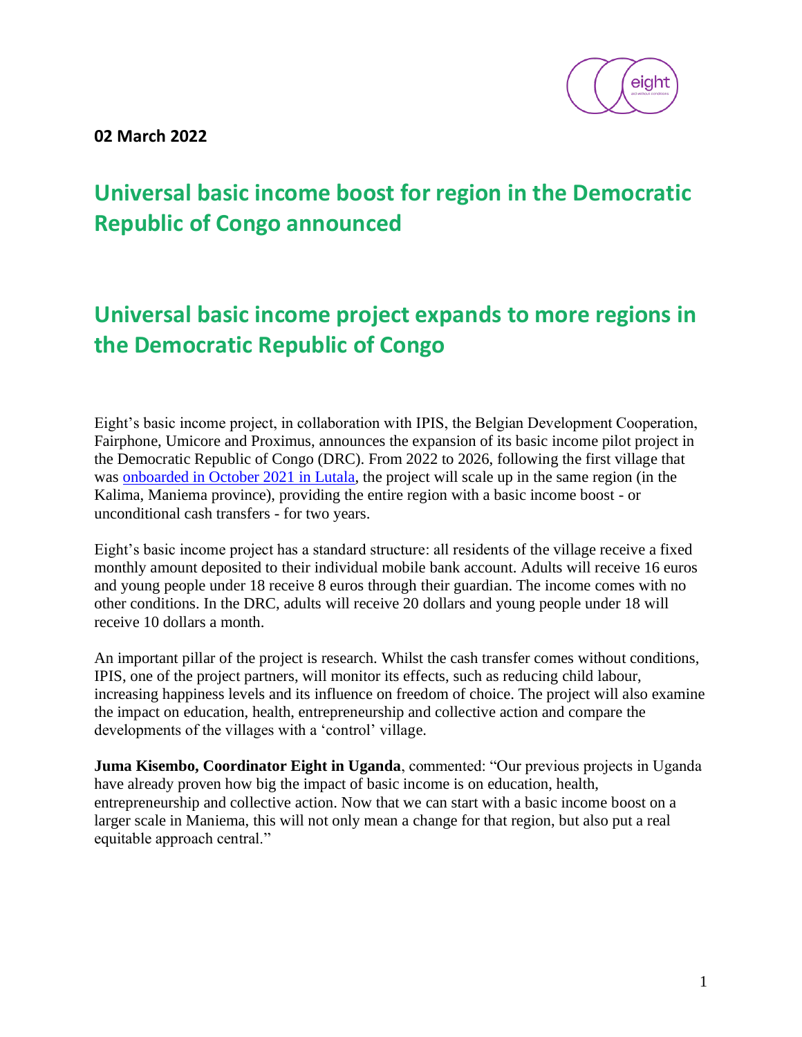**02 March 2022**

# Universal basic income boost for region in the Democratic Republic of Congo announced

# Universal basic income project expands to more regions in the Democratic Republic of Congo

Eight's basic income project, in collaboration with IPIS, the Belgian Development Cooperation, Fairphone, Umicore and Proximus, announces the expansion of its basic income pilot project in the Democratic Republic of Congo (DRC). From 2022 to 2026, following the first village that was [onboarded in October 2021 in Lutala](), the project will scale up in the same region (in the Kalima, Maniema province), providing the entire region with a basic income boost - or unconditional cash transfers - for two years.

Eight's basic income project has a standard structure: all residents of the village receive a fixed monthly amount deposited to their individual mobile bank account. Adults will receive 16 euros and young people under 18 receive 8 euros through their guardian. The income comes with no other conditions. In the DRC, adults will receive 20 dollars and young people under 18 will receive 10 dollars a month.

An important pillar of the project is research. Whilst the cash transfer comes without conditions, IPIS, one of the project partners, will monitor its effects, such as reducing child labour, increasing happiness levels and its influence on freedom of choice. The project will also examine the impact on education, health, entrepreneurship and collective action and compare the developments of the villages with a 'control' village.

**Juma Kisembo, Coordinator Eight in Uganda**, commented: "Our previous projects in Uganda have already proven how big the impact of basic income is on education, health, entrepreneurship and collective action. Now that we can start with a basic income boost on a larger scale in Maniema, this will not only mean a change for that region, but also put a real equitable approach central."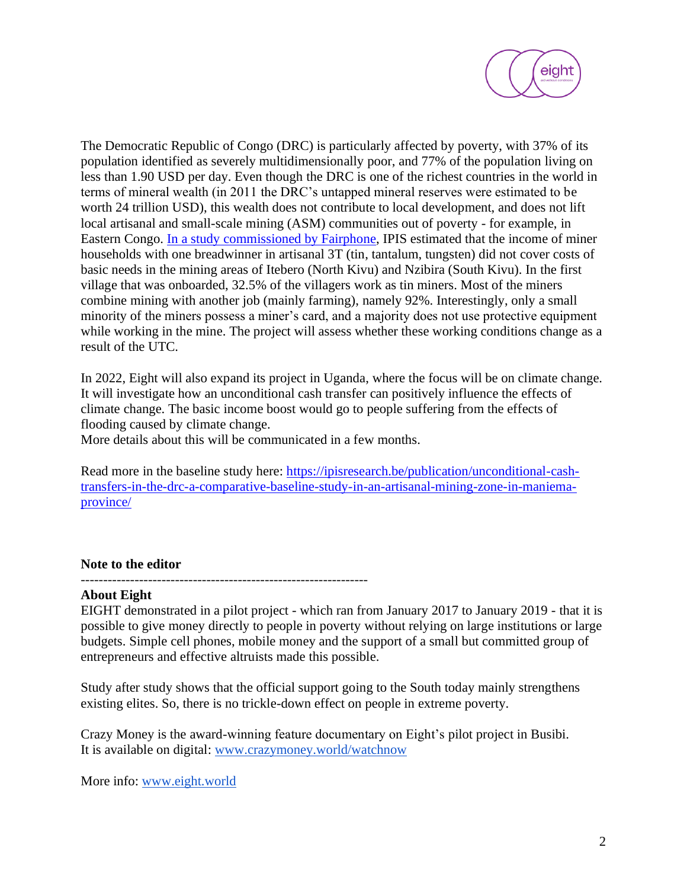The Democratic Republic of Congo (DRC) is particularly affected by poverty, with 37% of its population identified as severely multidimensionally poor, and 77% of the population living on less than 1.90 USD per day. Even though the DRC is one of the richest countries in the world in terms of mineral wealth (in 2011 the DRC's untapped mineral reserves were estimated to be worth 24 trillion USD), this wealth does not contribute to local development, and does not lift local artisanal and small-scale mining (ASM) communities out of poverty - for example, in Eastern Congo. [In a study commissioned by Fairphone](), IPIS estimated that the income of miner households with one breadwinner in artisanal 3T (tin, tantalum, tungsten) did not cover costs of basic needs in the mining areas of Itebero (North Kivu) and Nzibira (South Kivu). In the first village that was onboarded, 32.5% of the villagers work as tin miners. Most of the miners combine mining with another job (mainly farming), namely 92%. Interestingly, only a small minority of the miners possess a miner's card, and a majority does not use protective equipment while working in the mine. The project will assess whether these working conditions change as a result of the UTC.

In 2022, Eight will also expand its project in Uganda, where the focus will be on climate change. It will investigate how an unconditional cash transfer can positively influence the effects of climate change. The basic income boost would go to people suffering from the effects of flooding caused by climate change.
More details about this will be communicated in a few months.

Read more in the baseline study here: https://ipisresearch.be/publication/unconditional-cash-transfers-in-the-drc-a-comparative-baseline-study-in-an-artisanal-mining-zone-in-maniema-province/

**Note to the editor**

----------------------------------------------------------------

**About Eight**
EIGHT demonstrated in a pilot project - which ran from January 2017 to January 2019 - that it is possible to give money directly to people in poverty without relying on large institutions or large budgets. Simple cell phones, mobile money and the support of a small but committed group of entrepreneurs and effective altruists made this possible.

Study after study shows that the official support going to the South today mainly strengthens existing elites. So, there is no trickle-down effect on people in extreme poverty.

Crazy Money is the award-winning feature documentary on Eight's pilot project in Busibi.
It is available on digital: www.crazymoney.world/watchnow

More info: www.eight.world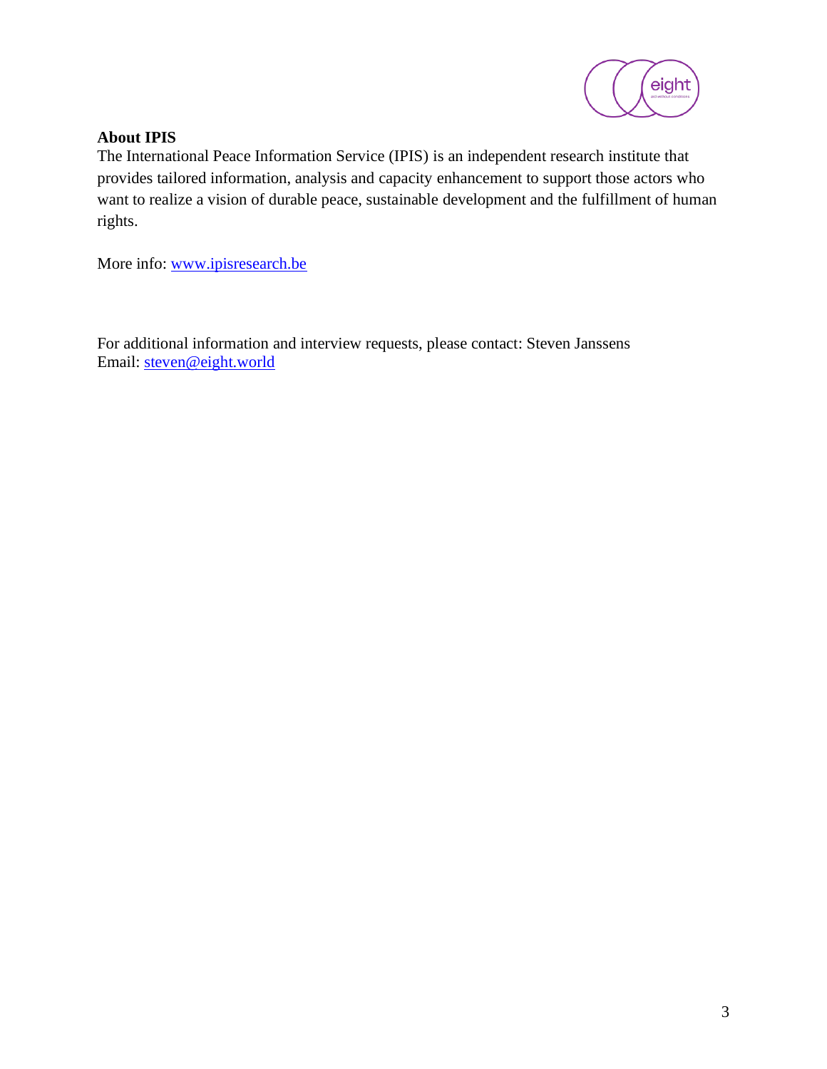**About IPIS**

The International Peace Information Service (IPIS) is an independent research institute that provides tailored information, analysis and capacity enhancement to support those actors who want to realize a vision of durable peace, sustainable development and the fulfillment of human rights.

More info: [www.ipisresearch.be](http://www.ipisresearch.be)

For additional information and interview requests, please contact: Steven Janssens
Email: [steven@eight.world](mailto:steven@eight.world)